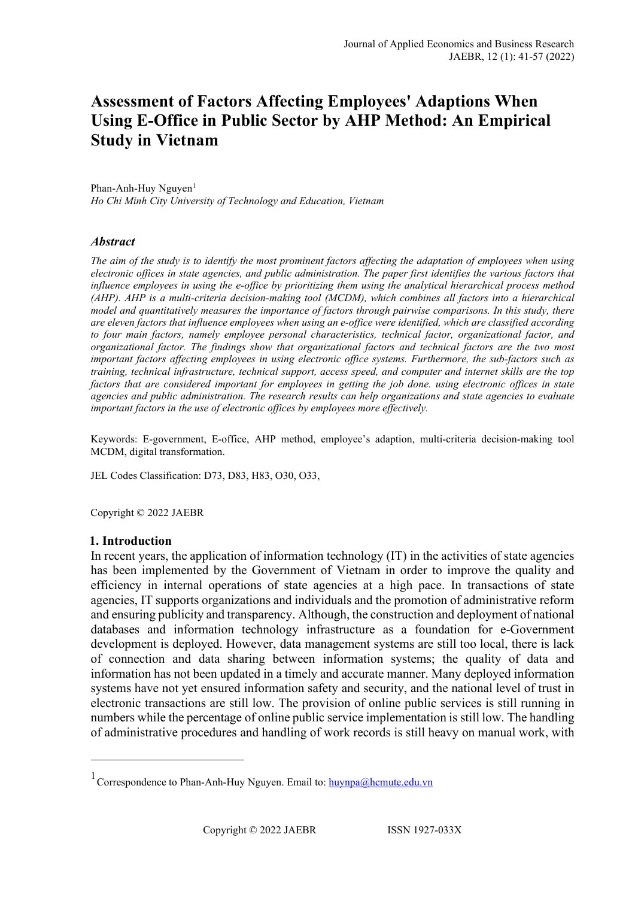# Assessment of Factors Affecting Employees' Adaptions When Using E-Office in Public Sector by AHP Method: An Empirical Study in Vietnam

Phan-Anh-Huy Nguyen[1]
*Ho Chi Minh City University of Technology and Education, Vietnam*

## *Abstract*

*The aim of the study is to identify the most prominent factors affecting the adaptation of employees when using electronic offices in state agencies, and public administration. The paper first identifies the various factors that influence employees in using the e-office by prioritizing them using the analytical hierarchical process method (AHP). AHP is a multi-criteria decision-making tool (MCDM), which combines all factors into a hierarchical model and quantitatively measures the importance of factors through pairwise comparisons. In this study, there are eleven factors that influence employees when using an e-office were identified, which are classified according to four main factors, namely employee personal characteristics, technical factor, organizational factor, and organizational factor. The findings show that organizational factors and technical factors are the two most important factors affecting employees in using electronic office systems. Furthermore, the sub-factors such as training, technical infrastructure, technical support, access speed, and computer and internet skills are the top factors that are considered important for employees in getting the job done. using electronic offices in state agencies and public administration. The research results can help organizations and state agencies to evaluate important factors in the use of electronic offices by employees more effectively.*

Keywords: E-government, E-office, AHP method, employee's adaption, multi-criteria decision-making tool MCDM, digital transformation.

JEL Codes Classification: D73, D83, H83, O30, O33,

Copyright © 2022 JAEBR

## 1. Introduction

In recent years, the application of information technology (IT) in the activities of state agencies has been implemented by the Government of Vietnam in order to improve the quality and efficiency in internal operations of state agencies at a high pace. In transactions of state agencies, IT supports organizations and individuals and the promotion of administrative reform and ensuring publicity and transparency. Although, the construction and deployment of national databases and information technology infrastructure as a foundation for e-Government development is deployed. However, data management systems are still too local, there is lack of connection and data sharing between information systems; the quality of data and information has not been updated in a timely and accurate manner. Many deployed information systems have not yet ensured information safety and security, and the national level of trust in electronic transactions are still low. The provision of online public services is still running in numbers while the percentage of online public service implementation is still low. The handling of administrative procedures and handling of work records is still heavy on manual work, with

---

[1] Correspondence to Phan-Anh-Huy Nguyen. Email to: huynpa@hcmute.edu.vn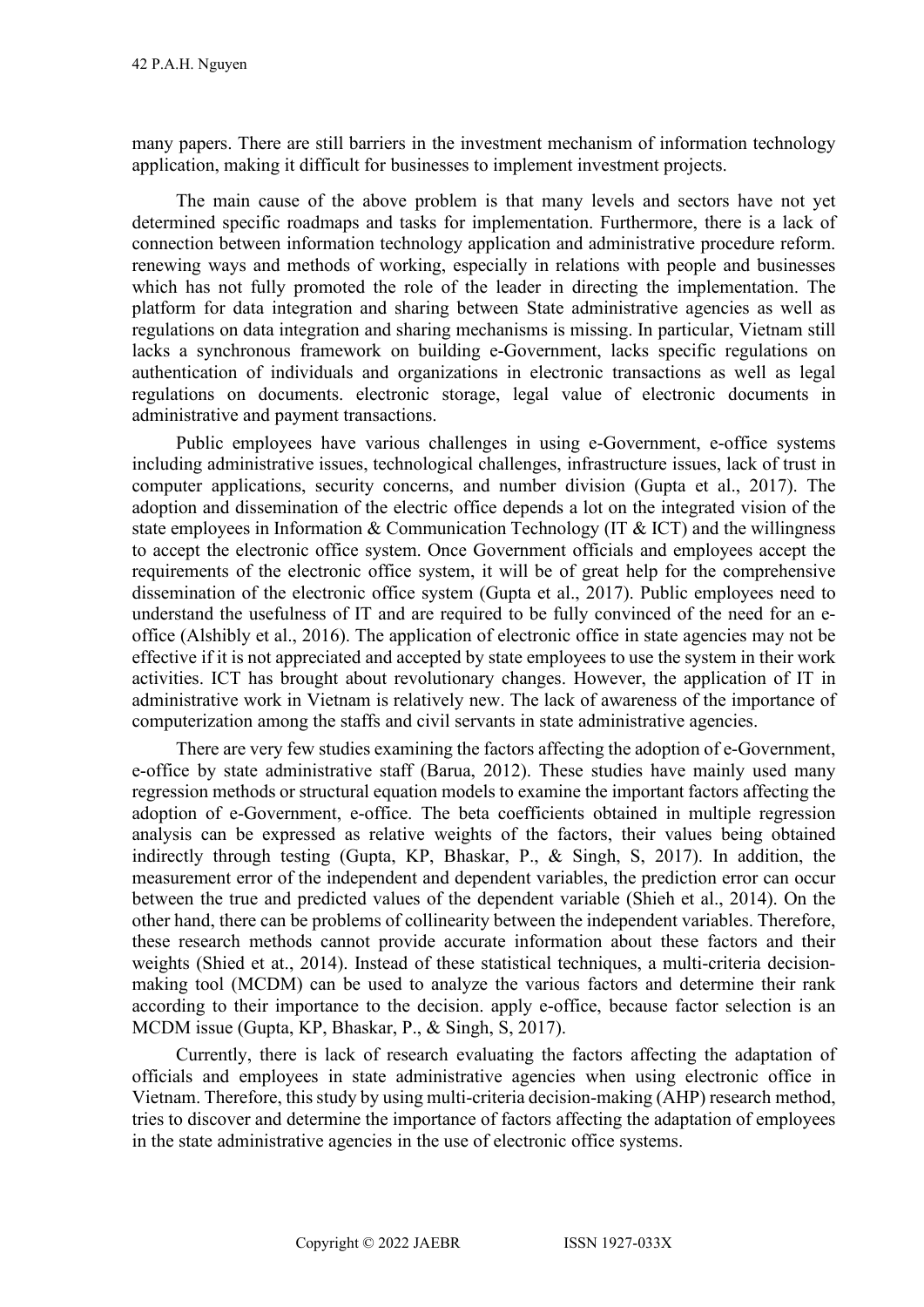many papers. There are still barriers in the investment mechanism of information technology application, making it difficult for businesses to implement investment projects.

The main cause of the above problem is that many levels and sectors have not yet determined specific roadmaps and tasks for implementation. Furthermore, there is a lack of connection between information technology application and administrative procedure reform. renewing ways and methods of working, especially in relations with people and businesses which has not fully promoted the role of the leader in directing the implementation. The platform for data integration and sharing between State administrative agencies as well as regulations on data integration and sharing mechanisms is missing. In particular, Vietnam still lacks a synchronous framework on building e-Government, lacks specific regulations on authentication of individuals and organizations in electronic transactions as well as legal regulations on documents. electronic storage, legal value of electronic documents in administrative and payment transactions.

Public employees have various challenges in using e-Government, e-office systems including administrative issues, technological challenges, infrastructure issues, lack of trust in computer applications, security concerns, and number division (Gupta et al., 2017). The adoption and dissemination of the electric office depends a lot on the integrated vision of the state employees in Information & Communication Technology (IT & ICT) and the willingness to accept the electronic office system. Once Government officials and employees accept the requirements of the electronic office system, it will be of great help for the comprehensive dissemination of the electronic office system (Gupta et al., 2017). Public employees need to understand the usefulness of IT and are required to be fully convinced of the need for an e-office (Alshibly et al., 2016). The application of electronic office in state agencies may not be effective if it is not appreciated and accepted by state employees to use the system in their work activities. ICT has brought about revolutionary changes. However, the application of IT in administrative work in Vietnam is relatively new. The lack of awareness of the importance of computerization among the staffs and civil servants in state administrative agencies.

There are very few studies examining the factors affecting the adoption of e-Government, e-office by state administrative staff (Barua, 2012). These studies have mainly used many regression methods or structural equation models to examine the important factors affecting the adoption of e-Government, e-office. The beta coefficients obtained in multiple regression analysis can be expressed as relative weights of the factors, their values being obtained indirectly through testing (Gupta, KP, Bhaskar, P., & Singh, S, 2017). In addition, the measurement error of the independent and dependent variables, the prediction error can occur between the true and predicted values of the dependent variable (Shieh et al., 2014). On the other hand, there can be problems of collinearity between the independent variables. Therefore, these research methods cannot provide accurate information about these factors and their weights (Shied et at., 2014). Instead of these statistical techniques, a multi-criteria decision-making tool (MCDM) can be used to analyze the various factors and determine their rank according to their importance to the decision. apply e-office, because factor selection is an MCDM issue (Gupta, KP, Bhaskar, P., & Singh, S, 2017).

Currently, there is lack of research evaluating the factors affecting the adaptation of officials and employees in state administrative agencies when using electronic office in Vietnam. Therefore, this study by using multi-criteria decision-making (AHP) research method, tries to discover and determine the importance of factors affecting the adaptation of employees in the state administrative agencies in the use of electronic office systems.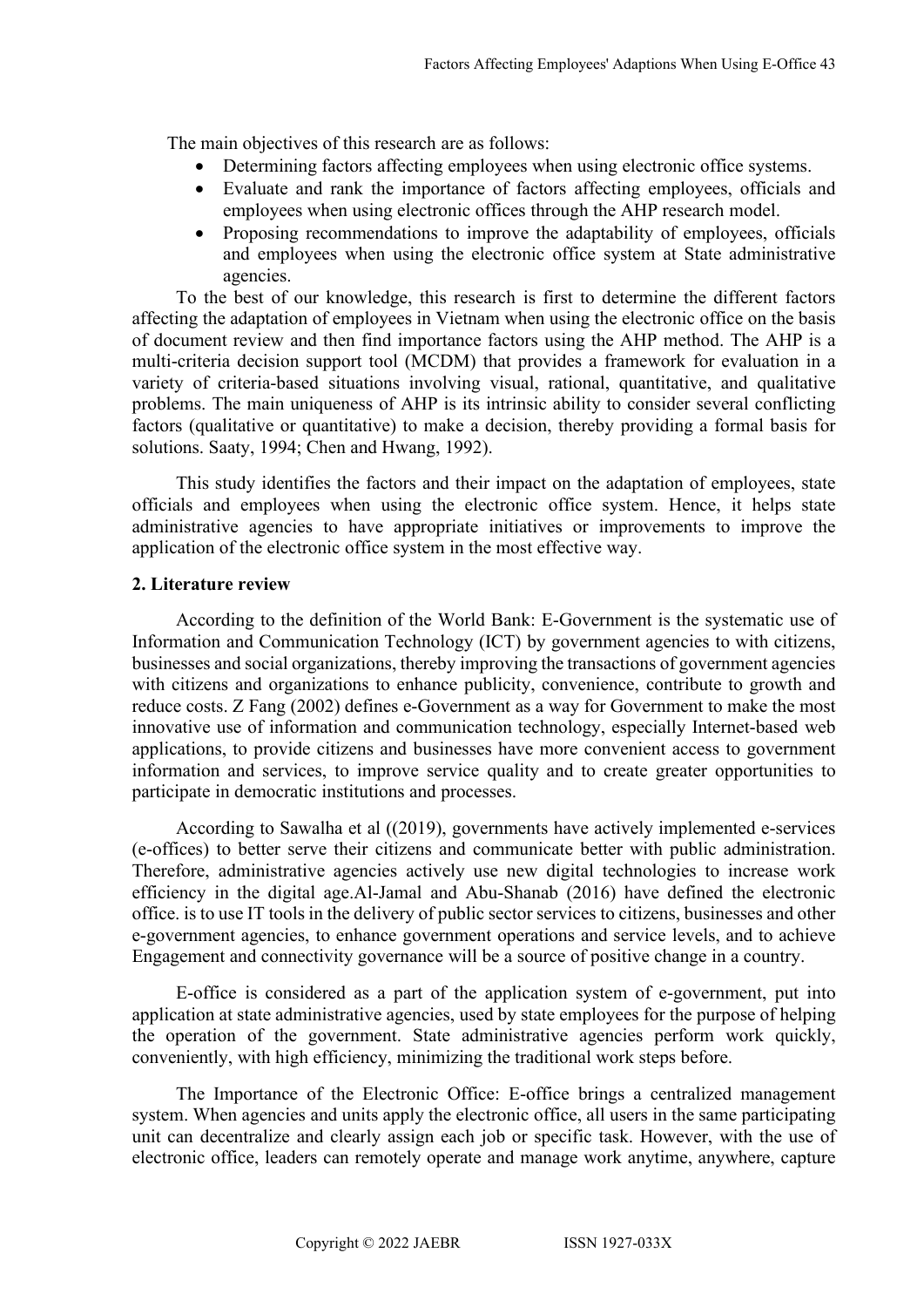The main objectives of this research are as follows:

- Determining factors affecting employees when using electronic office systems.
- Evaluate and rank the importance of factors affecting employees, officials and employees when using electronic offices through the AHP research model.
- Proposing recommendations to improve the adaptability of employees, officials and employees when using the electronic office system at State administrative agencies.

To the best of our knowledge, this research is first to determine the different factors affecting the adaptation of employees in Vietnam when using the electronic office on the basis of document review and then find importance factors using the AHP method. The AHP is a multi-criteria decision support tool (MCDM) that provides a framework for evaluation in a variety of criteria-based situations involving visual, rational, quantitative, and qualitative problems. The main uniqueness of AHP is its intrinsic ability to consider several conflicting factors (qualitative or quantitative) to make a decision, thereby providing a formal basis for solutions. Saaty, 1994; Chen and Hwang, 1992).

This study identifies the factors and their impact on the adaptation of employees, state officials and employees when using the electronic office system. Hence, it helps state administrative agencies to have appropriate initiatives or improvements to improve the application of the electronic office system in the most effective way.

## 2. Literature review

According to the definition of the World Bank: E-Government is the systematic use of Information and Communication Technology (ICT) by government agencies to with citizens, businesses and social organizations, thereby improving the transactions of government agencies with citizens and organizations to enhance publicity, convenience, contribute to growth and reduce costs. Z Fang (2002) defines e-Government as a way for Government to make the most innovative use of information and communication technology, especially Internet-based web applications, to provide citizens and businesses have more convenient access to government information and services, to improve service quality and to create greater opportunities to participate in democratic institutions and processes.

According to Sawalha et al ((2019), governments have actively implemented e-services (e-offices) to better serve their citizens and communicate better with public administration. Therefore, administrative agencies actively use new digital technologies to increase work efficiency in the digital age.Al-Jamal and Abu-Shanab (2016) have defined the electronic office. is to use IT tools in the delivery of public sector services to citizens, businesses and other e-government agencies, to enhance government operations and service levels, and to achieve Engagement and connectivity governance will be a source of positive change in a country.

E-office is considered as a part of the application system of e-government, put into application at state administrative agencies, used by state employees for the purpose of helping the operation of the government. State administrative agencies perform work quickly, conveniently, with high efficiency, minimizing the traditional work steps before.

The Importance of the Electronic Office: E-office brings a centralized management system. When agencies and units apply the electronic office, all users in the same participating unit can decentralize and clearly assign each job or specific task. However, with the use of electronic office, leaders can remotely operate and manage work anytime, anywhere, capture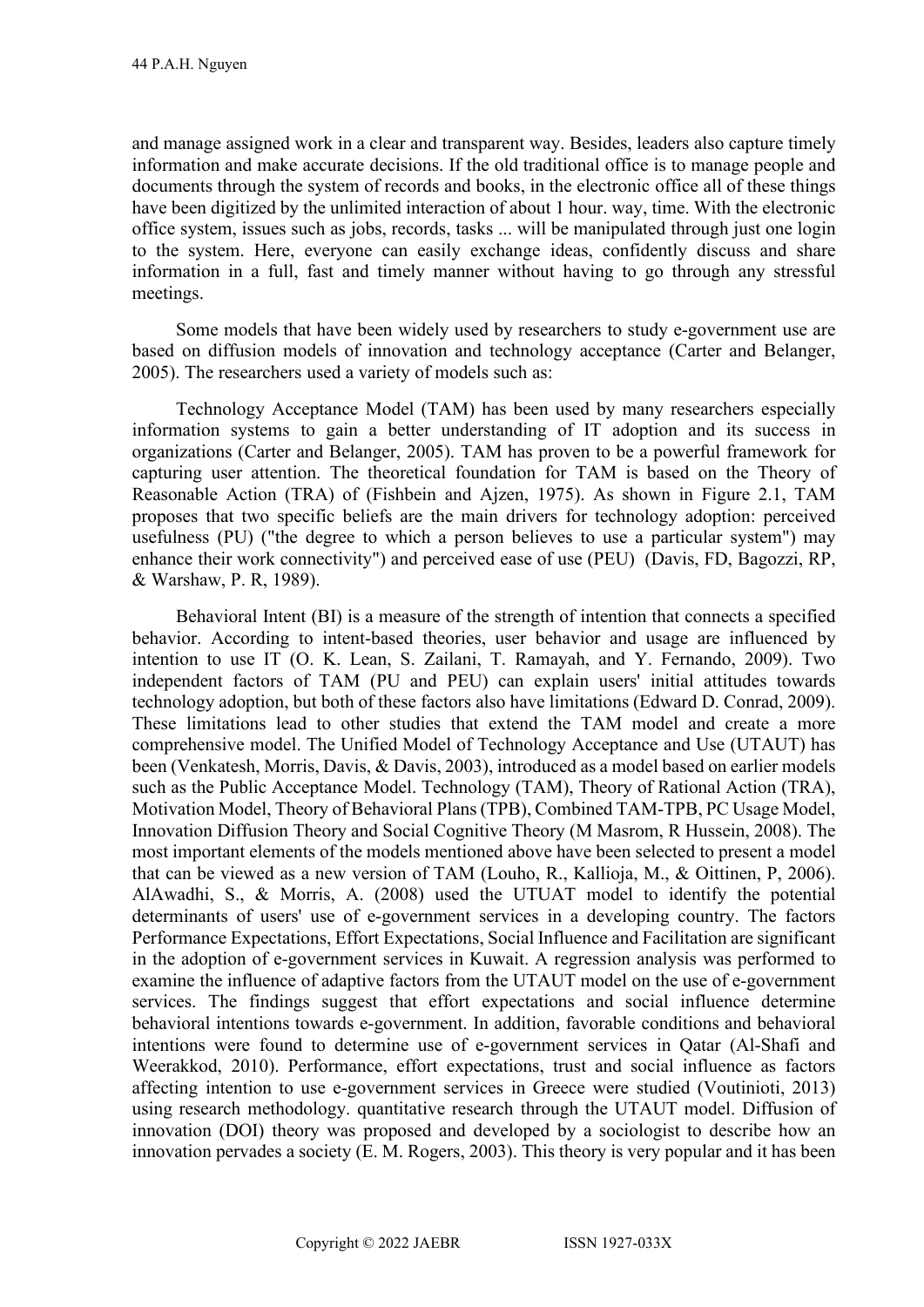and manage assigned work in a clear and transparent way. Besides, leaders also capture timely information and make accurate decisions. If the old traditional office is to manage people and documents through the system of records and books, in the electronic office all of these things have been digitized by the unlimited interaction of about 1 hour. way, time. With the electronic office system, issues such as jobs, records, tasks ... will be manipulated through just one login to the system. Here, everyone can easily exchange ideas, confidently discuss and share information in a full, fast and timely manner without having to go through any stressful meetings.

Some models that have been widely used by researchers to study e-government use are based on diffusion models of innovation and technology acceptance (Carter and Belanger, 2005). The researchers used a variety of models such as:

Technology Acceptance Model (TAM) has been used by many researchers especially information systems to gain a better understanding of IT adoption and its success in organizations (Carter and Belanger, 2005). TAM has proven to be a powerful framework for capturing user attention. The theoretical foundation for TAM is based on the Theory of Reasonable Action (TRA) of (Fishbein and Ajzen, 1975). As shown in Figure 2.1, TAM proposes that two specific beliefs are the main drivers for technology adoption: perceived usefulness (PU) ("the degree to which a person believes to use a particular system") may enhance their work connectivity") and perceived ease of use (PEU) (Davis, FD, Bagozzi, RP, & Warshaw, P. R, 1989).

Behavioral Intent (BI) is a measure of the strength of intention that connects a specified behavior. According to intent-based theories, user behavior and usage are influenced by intention to use IT (O. K. Lean, S. Zailani, T. Ramayah, and Y. Fernando, 2009). Two independent factors of TAM (PU and PEU) can explain users' initial attitudes towards technology adoption, but both of these factors also have limitations (Edward D. Conrad, 2009). These limitations lead to other studies that extend the TAM model and create a more comprehensive model. The Unified Model of Technology Acceptance and Use (UTAUT) has been (Venkatesh, Morris, Davis, & Davis, 2003), introduced as a model based on earlier models such as the Public Acceptance Model. Technology (TAM), Theory of Rational Action (TRA), Motivation Model, Theory of Behavioral Plans (TPB), Combined TAM-TPB, PC Usage Model, Innovation Diffusion Theory and Social Cognitive Theory (M Masrom, R Hussein, 2008). The most important elements of the models mentioned above have been selected to present a model that can be viewed as a new version of TAM (Louho, R., Kallioja, M., & Oittinen, P, 2006). AlAwadhi, S., & Morris, A. (2008) used the UTUAT model to identify the potential determinants of users' use of e-government services in a developing country. The factors Performance Expectations, Effort Expectations, Social Influence and Facilitation are significant in the adoption of e-government services in Kuwait. A regression analysis was performed to examine the influence of adaptive factors from the UTAUT model on the use of e-government services. The findings suggest that effort expectations and social influence determine behavioral intentions towards e-government. In addition, favorable conditions and behavioral intentions were found to determine use of e-government services in Qatar (Al-Shafi and Weerakkod, 2010). Performance, effort expectations, trust and social influence as factors affecting intention to use e-government services in Greece were studied (Voutinioti, 2013) using research methodology. quantitative research through the UTAUT model. Diffusion of innovation (DOI) theory was proposed and developed by a sociologist to describe how an innovation pervades a society (E. M. Rogers, 2003). This theory is very popular and it has been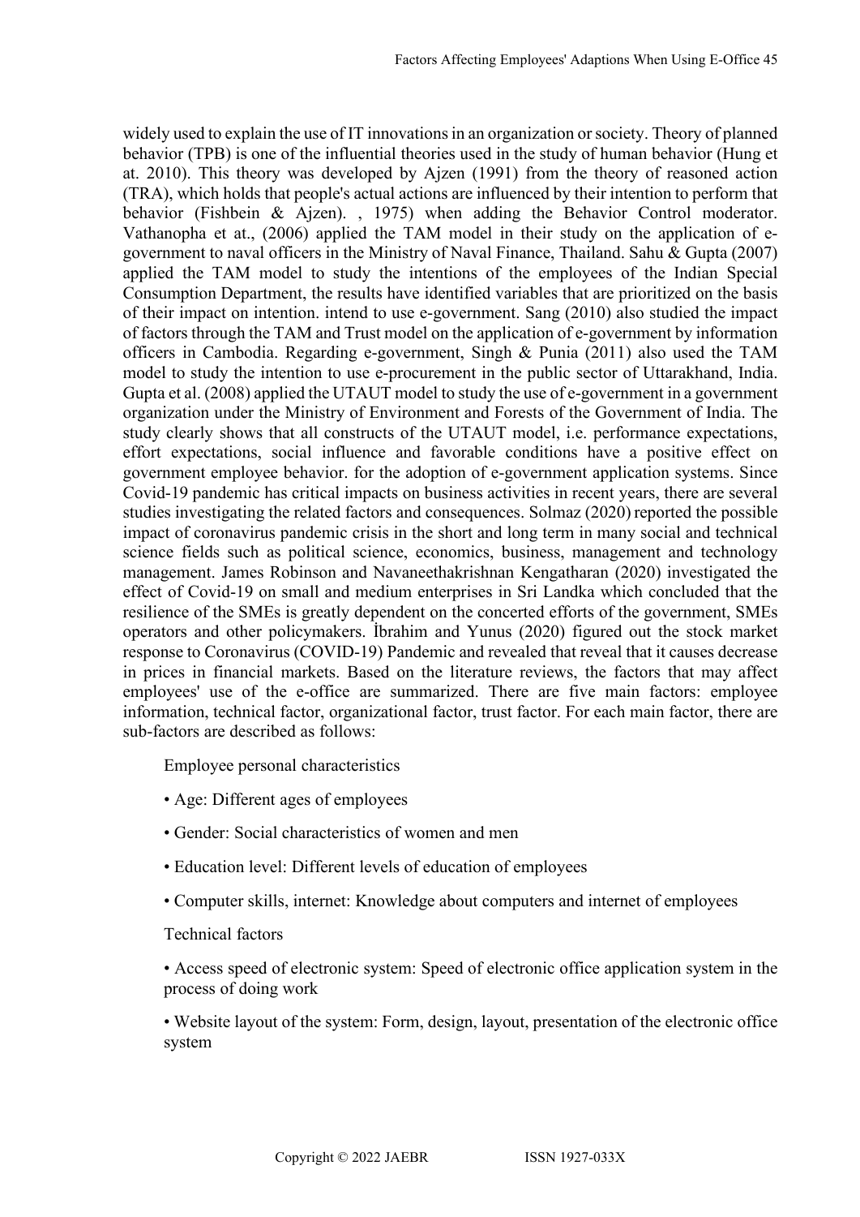widely used to explain the use of IT innovations in an organization or society. Theory of planned behavior (TPB) is one of the influential theories used in the study of human behavior (Hung et at. 2010). This theory was developed by Ajzen (1991) from the theory of reasoned action (TRA), which holds that people's actual actions are influenced by their intention to perform that behavior (Fishbein & Ajzen). , 1975) when adding the Behavior Control moderator. Vathanopha et at., (2006) applied the TAM model in their study on the application of e-government to naval officers in the Ministry of Naval Finance, Thailand. Sahu & Gupta (2007) applied the TAM model to study the intentions of the employees of the Indian Special Consumption Department, the results have identified variables that are prioritized on the basis of their impact on intention. intend to use e-government. Sang (2010) also studied the impact of factors through the TAM and Trust model on the application of e-government by information officers in Cambodia. Regarding e-government, Singh & Punia (2011) also used the TAM model to study the intention to use e-procurement in the public sector of Uttarakhand, India. Gupta et al. (2008) applied the UTAUT model to study the use of e-government in a government organization under the Ministry of Environment and Forests of the Government of India. The study clearly shows that all constructs of the UTAUT model, i.e. performance expectations, effort expectations, social influence and favorable conditions have a positive effect on government employee behavior. for the adoption of e-government application systems. Since Covid-19 pandemic has critical impacts on business activities in recent years, there are several studies investigating the related factors and consequences. Solmaz (2020) reported the possible impact of coronavirus pandemic crisis in the short and long term in many social and technical science fields such as political science, economics, business, management and technology management. James Robinson and Navaneethakrishnan Kengatharan (2020) investigated the effect of Covid-19 on small and medium enterprises in Sri Landka which concluded that the resilience of the SMEs is greatly dependent on the concerted efforts of the government, SMEs operators and other policymakers. İbrahim and Yunus (2020) figured out the stock market response to Coronavirus (COVID-19) Pandemic and revealed that reveal that it causes decrease in prices in financial markets. Based on the literature reviews, the factors that may affect employees' use of the e-office are summarized. There are five main factors: employee information, technical factor, organizational factor, trust factor. For each main factor, there are sub-factors are described as follows:

Employee personal characteristics

- Age: Different ages of employees
- Gender: Social characteristics of women and men
- Education level: Different levels of education of employees
- Computer skills, internet: Knowledge about computers and internet of employees

Technical factors

- Access speed of electronic system: Speed of electronic office application system in the process of doing work
- Website layout of the system: Form, design, layout, presentation of the electronic office system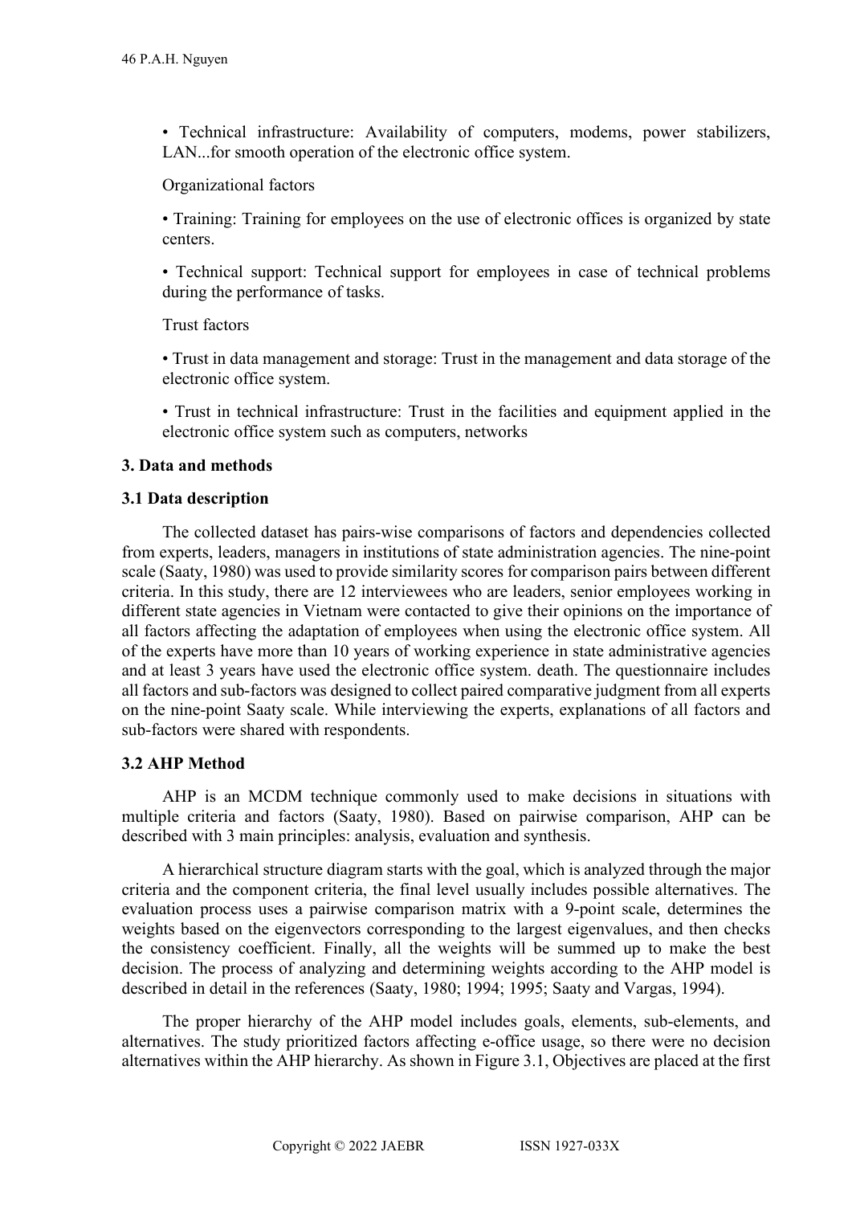• Technical infrastructure: Availability of computers, modems, power stabilizers, LAN...for smooth operation of the electronic office system.

Organizational factors

• Training: Training for employees on the use of electronic offices is organized by state centers.

• Technical support: Technical support for employees in case of technical problems during the performance of tasks.

Trust factors

• Trust in data management and storage: Trust in the management and data storage of the electronic office system.

• Trust in technical infrastructure: Trust in the facilities and equipment applied in the electronic office system such as computers, networks

## 3. Data and methods

### 3.1 Data description

The collected dataset has pairs-wise comparisons of factors and dependencies collected from experts, leaders, managers in institutions of state administration agencies. The nine-point scale (Saaty, 1980) was used to provide similarity scores for comparison pairs between different criteria. In this study, there are 12 interviewees who are leaders, senior employees working in different state agencies in Vietnam were contacted to give their opinions on the importance of all factors affecting the adaptation of employees when using the electronic office system. All of the experts have more than 10 years of working experience in state administrative agencies and at least 3 years have used the electronic office system. death. The questionnaire includes all factors and sub-factors was designed to collect paired comparative judgment from all experts on the nine-point Saaty scale. While interviewing the experts, explanations of all factors and sub-factors were shared with respondents.

### 3.2 AHP Method

AHP is an MCDM technique commonly used to make decisions in situations with multiple criteria and factors (Saaty, 1980). Based on pairwise comparison, AHP can be described with 3 main principles: analysis, evaluation and synthesis.

A hierarchical structure diagram starts with the goal, which is analyzed through the major criteria and the component criteria, the final level usually includes possible alternatives. The evaluation process uses a pairwise comparison matrix with a 9-point scale, determines the weights based on the eigenvectors corresponding to the largest eigenvalues, and then checks the consistency coefficient. Finally, all the weights will be summed up to make the best decision. The process of analyzing and determining weights according to the AHP model is described in detail in the references (Saaty, 1980; 1994; 1995; Saaty and Vargas, 1994).

The proper hierarchy of the AHP model includes goals, elements, sub-elements, and alternatives. The study prioritized factors affecting e-office usage, so there were no decision alternatives within the AHP hierarchy. As shown in Figure 3.1, Objectives are placed at the first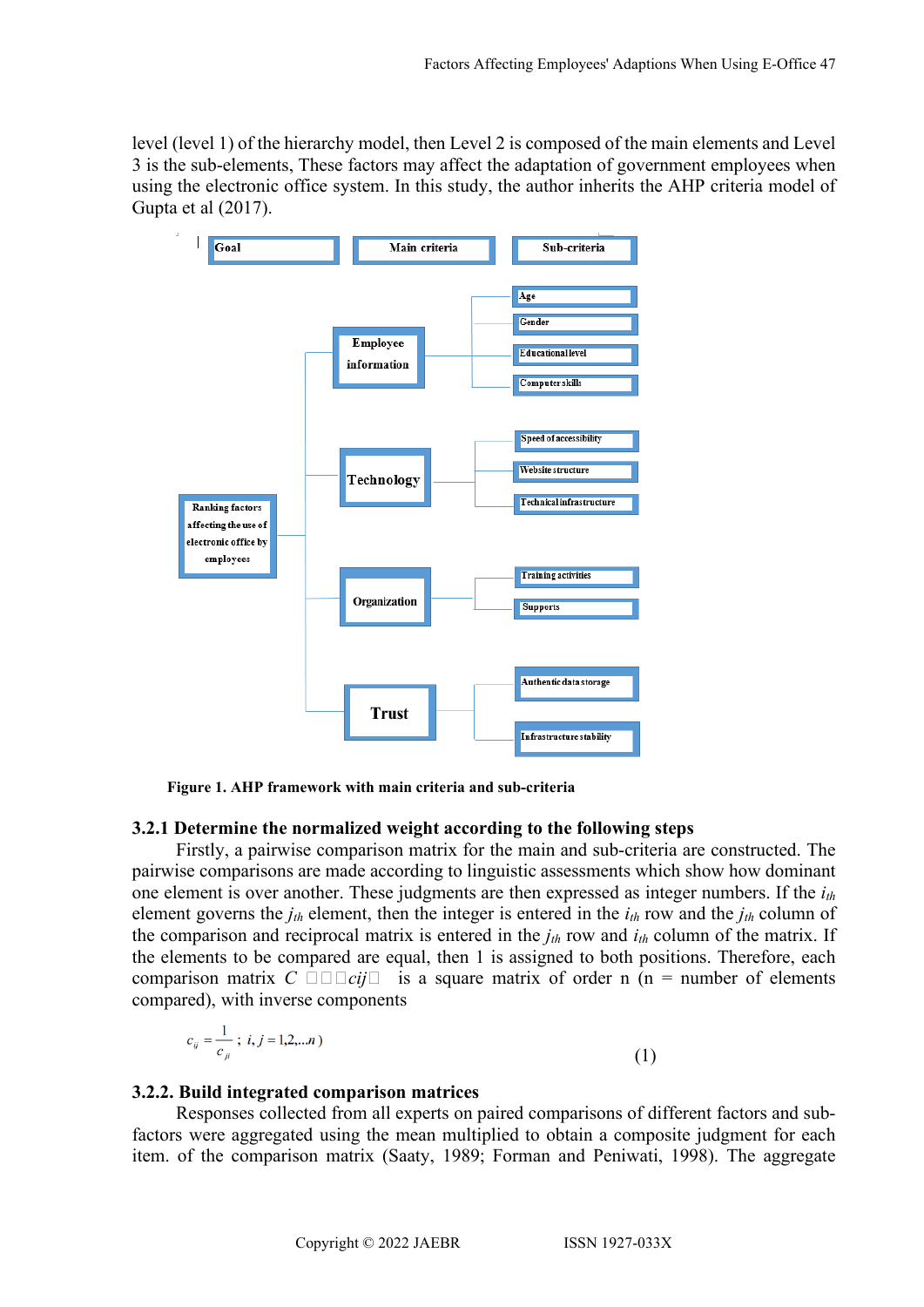level (level 1) of the hierarchy model, then Level 2 is composed of the main elements and Level 3 is the sub-elements, These factors may affect the adaptation of government employees when using the electronic office system. In this study, the author inherits the AHP criteria model of Gupta et al (2017).

| Goal | Main criteria | Sub-criteria |
| --- | --- | --- |
| Ranking factors affecting the use of electronic office by employees | Employee information | Age |
| | | Gender |
| | | Educational level |
| | | Computer skills |
| | Technology | Speed of accessibility |
| | | Website structure |
| | | Technical infrastructure |
| | Organization | Training activities |
| | | Supports |
| | Trust | Authentic data storage |
| | | Infrastructure stability |

**Figure 1. AHP framework with main criteria and sub-criteria**

### 3.2.1 Determine the normalized weight according to the following steps

Firstly, a pairwise comparison matrix for the main and sub-criteria are constructed. The pairwise comparisons are made according to linguistic assessments which show how dominant one element is over another. These judgments are then expressed as integer numbers. If the $i_{th}$ element governs the $j_{th}$ element, then the integer is entered in the $i_{th}$ row and the $j_{th}$ column of the comparison and reciprocal matrix is entered in the $j_{th}$ row and $i_{th}$ column of the matrix. If the elements to be compared are equal, then 1 is assigned to both positions. Therefore, each comparison matrix $C = (c_{ij})$ is a square matrix of order n (n = number of elements compared), with inverse components

$$c_{ij} = \frac{1}{c_{ji}}\ ;\ i, j = 1,2,...n) \tag{1}$$

### 3.2.2. Build integrated comparison matrices

Responses collected from all experts on paired comparisons of different factors and sub-factors were aggregated using the mean multiplied to obtain a composite judgment for each item. of the comparison matrix (Saaty, 1989; Forman and Peniwati, 1998). The aggregate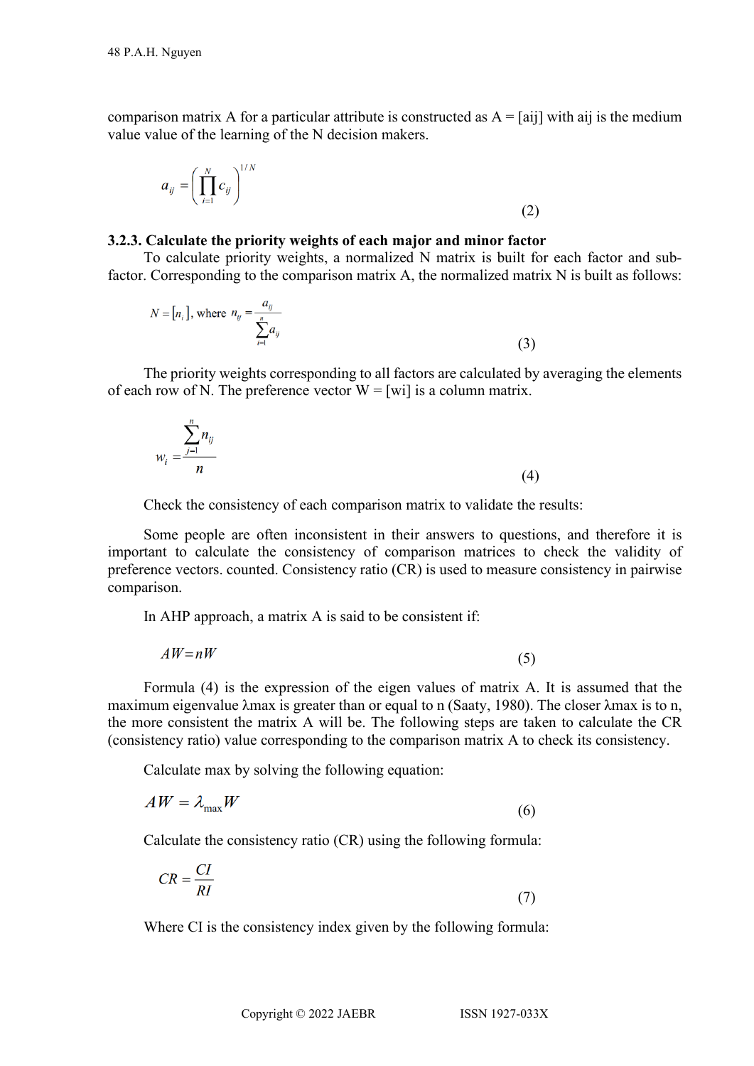comparison matrix A for a particular attribute is constructed as A = [aij] with aij is the medium value value of the learning of the N decision makers.

$$a_{ij} = \left( \prod_{i=1}^{N} c_{ij} \right)^{1/N} \tag{2}$$

### 3.2.3. Calculate the priority weights of each major and minor factor

To calculate priority weights, a normalized N matrix is built for each factor and sub-factor. Corresponding to the comparison matrix A, the normalized matrix N is built as follows:

$$N = [n_i], \text{ where } n_{ij} = \frac{a_{ij}}{\sum_{i=1}^{n} a_{ij}} \tag{3}$$

The priority weights corresponding to all factors are calculated by averaging the elements of each row of N. The preference vector W = [wi] is a column matrix.

$$w_i = \frac{\sum_{j=1}^{n} n_{ij}}{n} \tag{4}$$

Check the consistency of each comparison matrix to validate the results:

Some people are often inconsistent in their answers to questions, and therefore it is important to calculate the consistency of comparison matrices to check the validity of preference vectors. counted. Consistency ratio (CR) is used to measure consistency in pairwise comparison.

In AHP approach, a matrix A is said to be consistent if:

$$AW = nW \tag{5}$$

Formula (4) is the expression of the eigen values of matrix A. It is assumed that the maximum eigenvalue λmax is greater than or equal to n (Saaty, 1980). The closer λmax is to n, the more consistent the matrix A will be. The following steps are taken to calculate the CR (consistency ratio) value corresponding to the comparison matrix A to check its consistency.

Calculate max by solving the following equation:

$$AW = \lambda_{\max} W \tag{6}$$

Calculate the consistency ratio (CR) using the following formula:

$$CR = \frac{CI}{RI} \tag{7}$$

Where CI is the consistency index given by the following formula: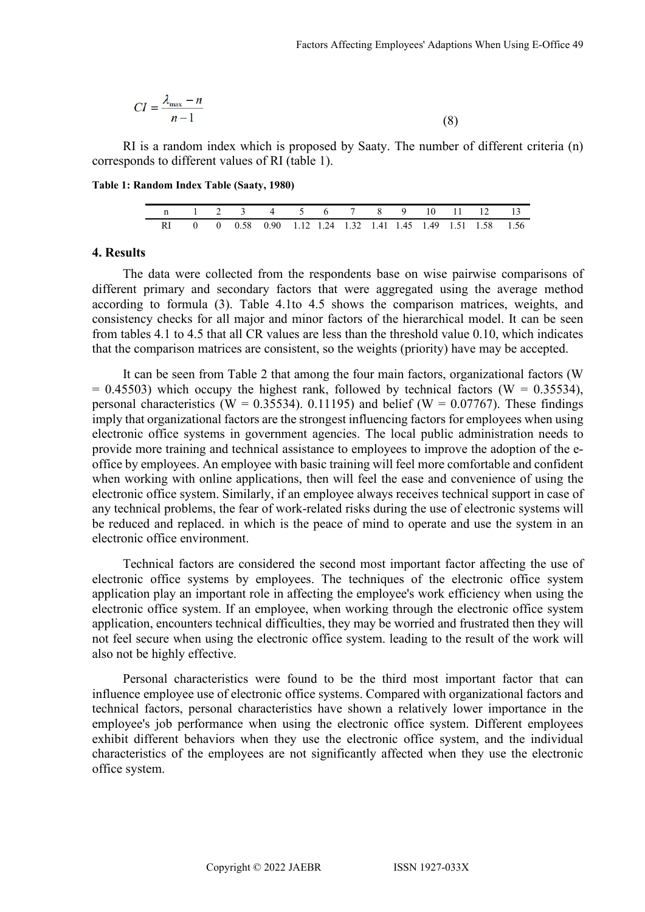$$CI = \frac{\lambda_{max} - n}{n - 1} \quad (8)$$

RI is a random index which is proposed by Saaty. The number of different criteria (n) corresponds to different values of RI (table 1).

**Table 1: Random Index Table (Saaty, 1980)**

| n | 1 | 2 | 3 | 4 | 5 | 6 | 7 | 8 | 9 | 10 | 11 | 12 | 13 |
|---|---|---|---|---|---|---|---|---|---|---|---|---|---|
| RI | 0 | 0 | 0.58 | 0.90 | 1.12 | 1.24 | 1.32 | 1.41 | 1.45 | 1.49 | 1.51 | 1.58 | 1.56 |

## 4. Results

The data were collected from the respondents base on wise pairwise comparisons of different primary and secondary factors that were aggregated using the average method according to formula (3). Table 4.1to 4.5 shows the comparison matrices, weights, and consistency checks for all major and minor factors of the hierarchical model. It can be seen from tables 4.1 to 4.5 that all CR values are less than the threshold value 0.10, which indicates that the comparison matrices are consistent, so the weights (priority) have may be accepted.

It can be seen from Table 2 that among the four main factors, organizational factors (W = 0.45503) which occupy the highest rank, followed by technical factors (W = 0.35534), personal characteristics (W = 0.35534). 0.11195) and belief (W = 0.07767). These findings imply that organizational factors are the strongest influencing factors for employees when using electronic office systems in government agencies. The local public administration needs to provide more training and technical assistance to employees to improve the adoption of the e-office by employees. An employee with basic training will feel more comfortable and confident when working with online applications, then will feel the ease and convenience of using the electronic office system. Similarly, if an employee always receives technical support in case of any technical problems, the fear of work-related risks during the use of electronic systems will be reduced and replaced. in which is the peace of mind to operate and use the system in an electronic office environment.

Technical factors are considered the second most important factor affecting the use of electronic office systems by employees. The techniques of the electronic office system application play an important role in affecting the employee's work efficiency when using the electronic office system. If an employee, when working through the electronic office system application, encounters technical difficulties, they may be worried and frustrated then they will not feel secure when using the electronic office system. leading to the result of the work will also not be highly effective.

Personal characteristics were found to be the third most important factor that can influence employee use of electronic office systems. Compared with organizational factors and technical factors, personal characteristics have shown a relatively lower importance in the employee's job performance when using the electronic office system. Different employees exhibit different behaviors when they use the electronic office system, and the individual characteristics of the employees are not significantly affected when they use the electronic office system.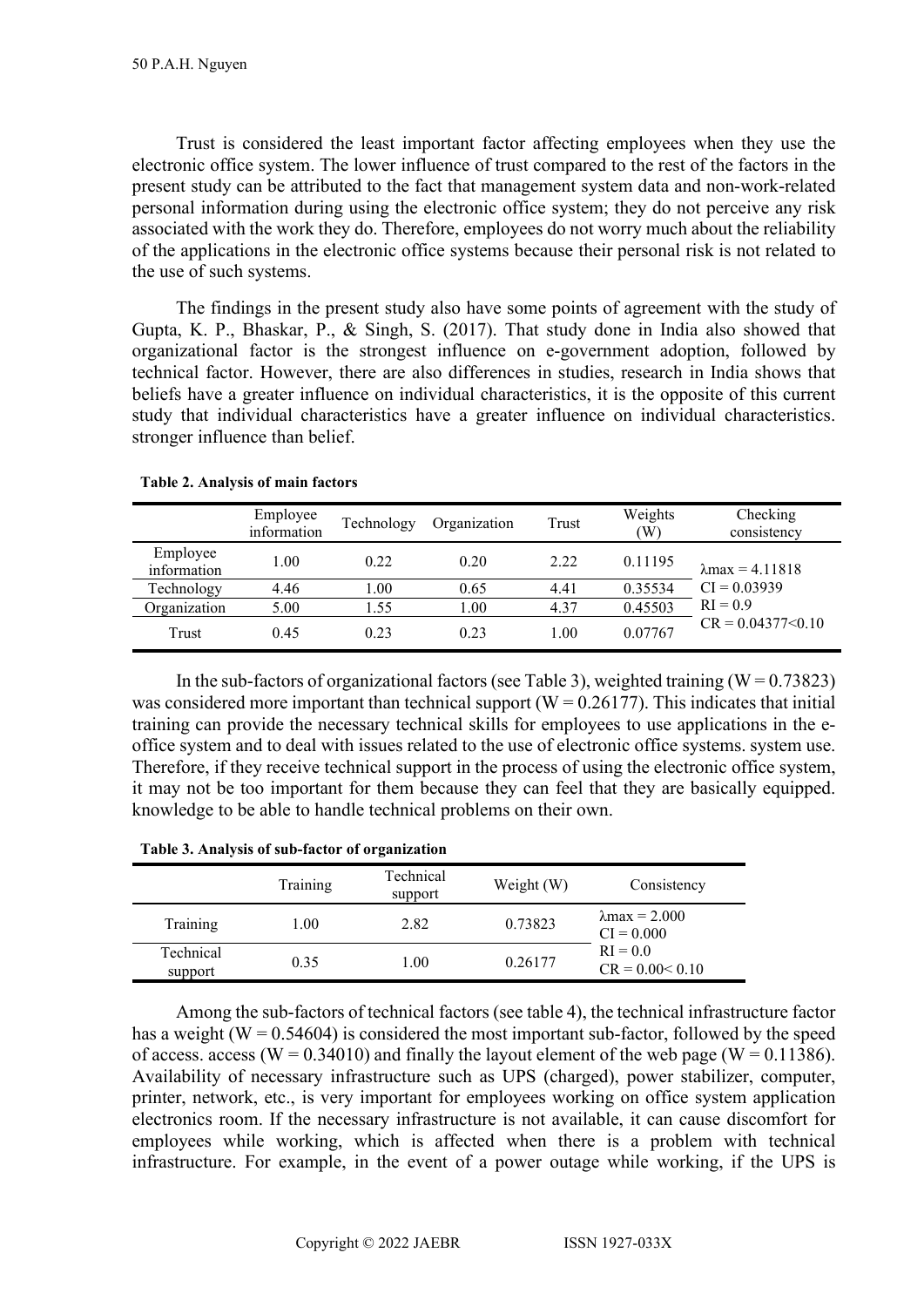Trust is considered the least important factor affecting employees when they use the electronic office system. The lower influence of trust compared to the rest of the factors in the present study can be attributed to the fact that management system data and non-work-related personal information during using the electronic office system; they do not perceive any risk associated with the work they do. Therefore, employees do not worry much about the reliability of the applications in the electronic office systems because their personal risk is not related to the use of such systems.

The findings in the present study also have some points of agreement with the study of Gupta, K. P., Bhaskar, P., & Singh, S. (2017). That study done in India also showed that organizational factor is the strongest influence on e-government adoption, followed by technical factor. However, there are also differences in studies, research in India shows that beliefs have a greater influence on individual characteristics, it is the opposite of this current study that individual characteristics have a greater influence on individual characteristics. stronger influence than belief.

**Table 2. Analysis of main factors**

| | Employee information | Technology | Organization | Trust | Weights (W) | Checking consistency |
|---|---|---|---|---|---|---|
| Employee information | 1.00 | 0.22 | 0.20 | 2.22 | 0.11195 | λmax = 4.11818 |
| Technology | 4.46 | 1.00 | 0.65 | 4.41 | 0.35534 | CI = 0.03939 |
| Organization | 5.00 | 1.55 | 1.00 | 4.37 | 0.45503 | RI = 0.9 |
| Trust | 0.45 | 0.23 | 0.23 | 1.00 | 0.07767 | CR = 0.04377<0.10 |

In the sub-factors of organizational factors (see Table 3), weighted training (W = 0.73823) was considered more important than technical support (W = 0.26177). This indicates that initial training can provide the necessary technical skills for employees to use applications in the e-office system and to deal with issues related to the use of electronic office systems. system use. Therefore, if they receive technical support in the process of using the electronic office system, it may not be too important for them because they can feel that they are basically equipped. knowledge to be able to handle technical problems on their own.

**Table 3. Analysis of sub-factor of organization**

| | Training | Technical support | Weight (W) | Consistency |
|---|---|---|---|---|
| Training | 1.00 | 2.82 | 0.73823 | λmax = 2.000<br>CI = 0.000 |
| Technical support | 0.35 | 1.00 | 0.26177 | RI = 0.0<br>CR = 0.00< 0.10 |

Among the sub-factors of technical factors (see table 4), the technical infrastructure factor has a weight (W = 0.54604) is considered the most important sub-factor, followed by the speed of access. access (W = 0.34010) and finally the layout element of the web page (W = 0.11386). Availability of necessary infrastructure such as UPS (charged), power stabilizer, computer, printer, network, etc., is very important for employees working on office system application electronics room. If the necessary infrastructure is not available, it can cause discomfort for employees while working, which is affected when there is a problem with technical infrastructure. For example, in the event of a power outage while working, if the UPS is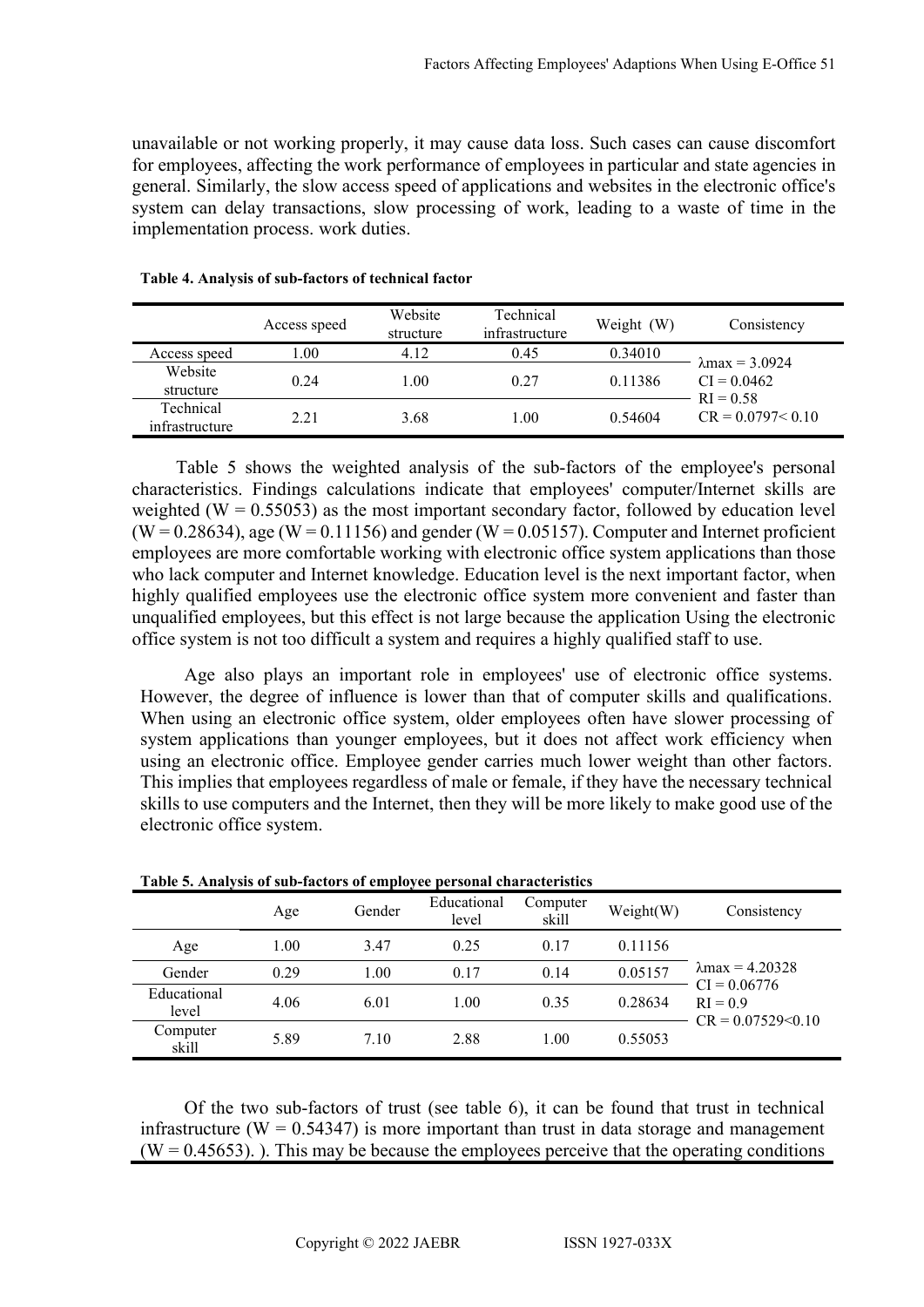unavailable or not working properly, it may cause data loss. Such cases can cause discomfort for employees, affecting the work performance of employees in particular and state agencies in general. Similarly, the slow access speed of applications and websites in the electronic office's system can delay transactions, slow processing of work, leading to a waste of time in the implementation process. work duties.

**Table 4. Analysis of sub-factors of technical factor**

| | Access speed | Website structure | Technical infrastructure | Weight (W) | Consistency |
|---|---|---|---|---|---|
| Access speed | 1.00 | 4.12 | 0.45 | 0.34010 | λmax = 3.0924<br>CI = 0.0462<br>RI = 0.58<br>CR = 0.0797< 0.10 |
| Website structure | 0.24 | 1.00 | 0.27 | 0.11386 | |
| Technical infrastructure | 2.21 | 3.68 | 1.00 | 0.54604 | |

Table 5 shows the weighted analysis of the sub-factors of the employee's personal characteristics. Findings calculations indicate that employees' computer/Internet skills are weighted (W = 0.55053) as the most important secondary factor, followed by education level (W = 0.28634), age (W = 0.11156) and gender (W = 0.05157). Computer and Internet proficient employees are more comfortable working with electronic office system applications than those who lack computer and Internet knowledge. Education level is the next important factor, when highly qualified employees use the electronic office system more convenient and faster than unqualified employees, but this effect is not large because the application Using the electronic office system is not too difficult a system and requires a highly qualified staff to use.

Age also plays an important role in employees' use of electronic office systems. However, the degree of influence is lower than that of computer skills and qualifications. When using an electronic office system, older employees often have slower processing of system applications than younger employees, but it does not affect work efficiency when using an electronic office. Employee gender carries much lower weight than other factors. This implies that employees regardless of male or female, if they have the necessary technical skills to use computers and the Internet, then they will be more likely to make good use of the electronic office system.

**Table 5. Analysis of sub-factors of employee personal characteristics**

| | Age | Gender | Educational level | Computer skill | Weight(W) | Consistency |
|---|---|---|---|---|---|---|
| Age | 1.00 | 3.47 | 0.25 | 0.17 | 0.11156 | λmax = 4.20328<br>CI = 0.06776<br>RI = 0.9<br>CR = 0.07529<0.10 |
| Gender | 0.29 | 1.00 | 0.17 | 0.14 | 0.05157 | |
| Educational level | 4.06 | 6.01 | 1.00 | 0.35 | 0.28634 | |
| Computer skill | 5.89 | 7.10 | 2.88 | 1.00 | 0.55053 | |

Of the two sub-factors of trust (see table 6), it can be found that trust in technical infrastructure (W = 0.54347) is more important than trust in data storage and management (W = 0.45653). ). This may be because the employees perceive that the operating conditions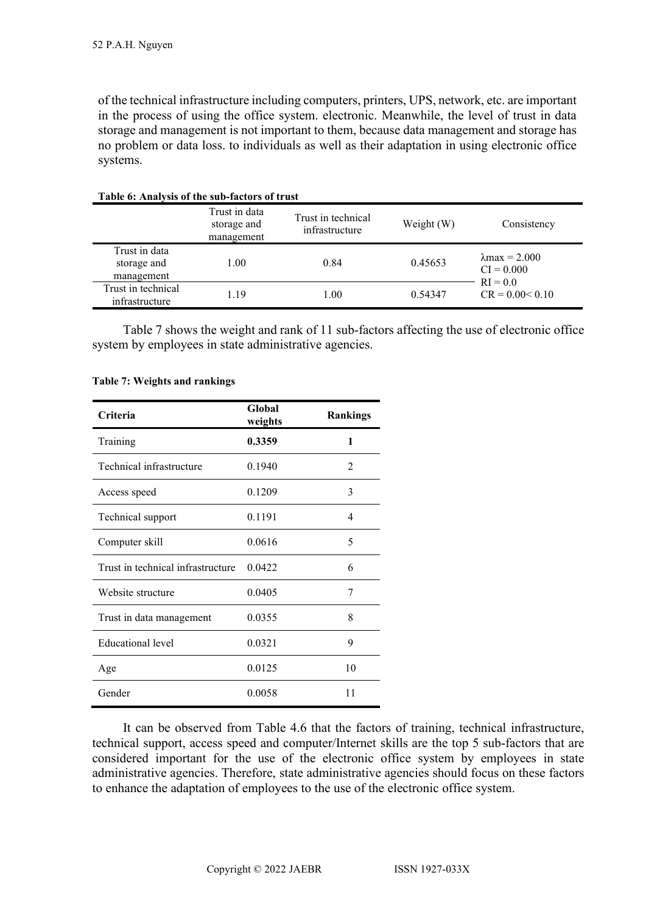of the technical infrastructure including computers, printers, UPS, network, etc. are important in the process of using the office system. electronic. Meanwhile, the level of trust in data storage and management is not important to them, because data management and storage has no problem or data loss. to individuals as well as their adaptation in using electronic office systems.

**Table 6: Analysis of the sub-factors of trust**

| | Trust in data storage and management | Trust in technical infrastructure | Weight (W) | Consistency |
|---|---|---|---|---|
| Trust in data storage and management | 1.00 | 0.84 | 0.45653 | $\lambda$max = 2.000<br>CI = 0.000<br>RI = 0.0<br>CR = 0.00< 0.10 |
| Trust in technical infrastructure | 1.19 | 1.00 | 0.54347 | |

Table 7 shows the weight and rank of 11 sub-factors affecting the use of electronic office system by employees in state administrative agencies.

**Table 7: Weights and rankings**

| Criteria | Global weights | Rankings |
|---|---|---|
| Training | **0.3359** | **1** |
| Technical infrastructure | 0.1940 | 2 |
| Access speed | 0.1209 | 3 |
| Technical support | 0.1191 | 4 |
| Computer skill | 0.0616 | 5 |
| Trust in technical infrastructure | 0.0422 | 6 |
| Website structure | 0.0405 | 7 |
| Trust in data management | 0.0355 | 8 |
| Educational level | 0.0321 | 9 |
| Age | 0.0125 | 10 |
| Gender | 0.0058 | 11 |

It can be observed from Table 4.6 that the factors of training, technical infrastructure, technical support, access speed and computer/Internet skills are the top 5 sub-factors that are considered important for the use of the electronic office system by employees in state administrative agencies. Therefore, state administrative agencies should focus on these factors to enhance the adaptation of employees to the use of the electronic office system.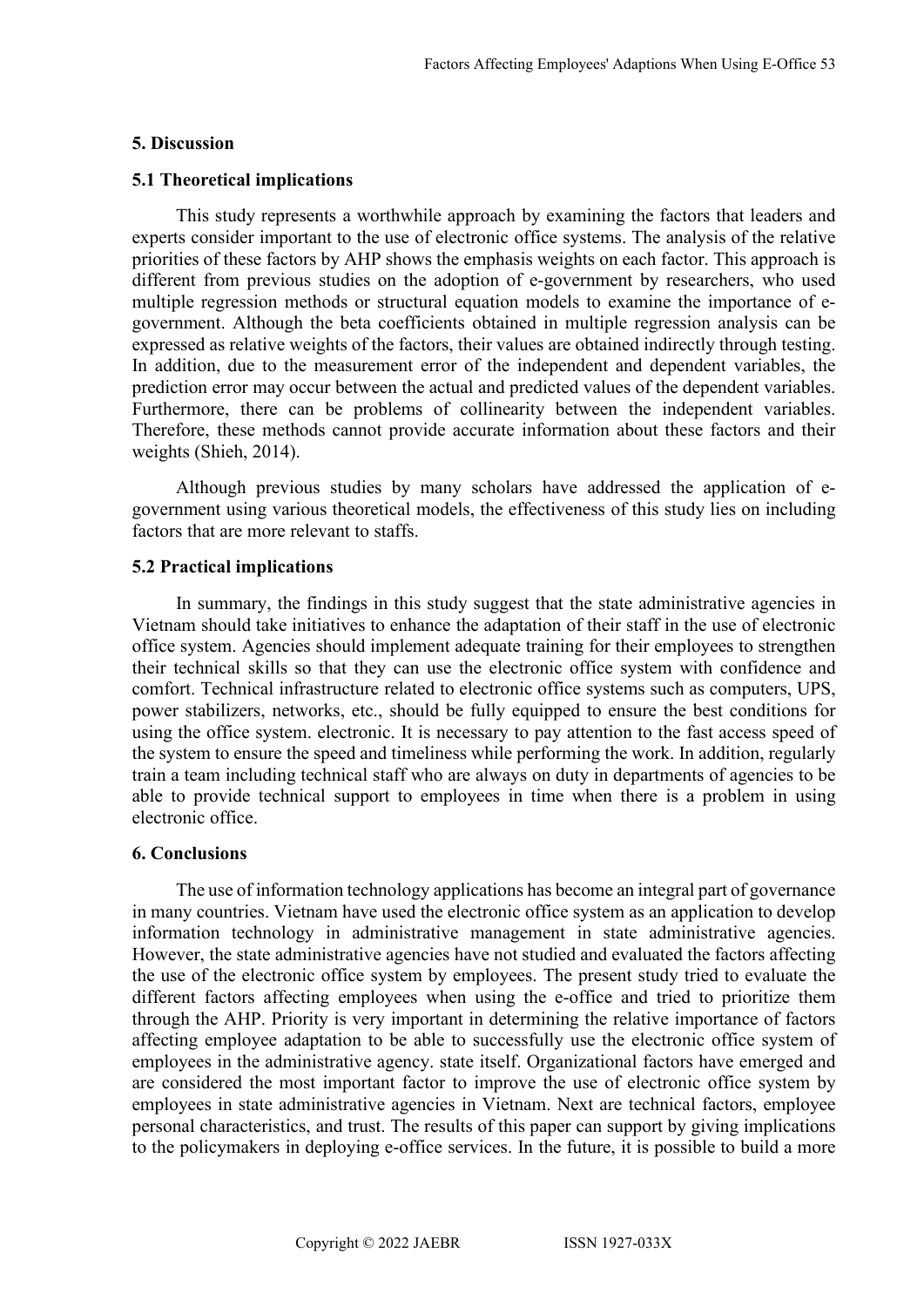## 5. Discussion

### 5.1 Theoretical implications

This study represents a worthwhile approach by examining the factors that leaders and experts consider important to the use of electronic office systems. The analysis of the relative priorities of these factors by AHP shows the emphasis weights on each factor. This approach is different from previous studies on the adoption of e-government by researchers, who used multiple regression methods or structural equation models to examine the importance of e-government. Although the beta coefficients obtained in multiple regression analysis can be expressed as relative weights of the factors, their values are obtained indirectly through testing. In addition, due to the measurement error of the independent and dependent variables, the prediction error may occur between the actual and predicted values of the dependent variables. Furthermore, there can be problems of collinearity between the independent variables. Therefore, these methods cannot provide accurate information about these factors and their weights (Shieh, 2014).

Although previous studies by many scholars have addressed the application of e-government using various theoretical models, the effectiveness of this study lies on including factors that are more relevant to staffs.

### 5.2 Practical implications

In summary, the findings in this study suggest that the state administrative agencies in Vietnam should take initiatives to enhance the adaptation of their staff in the use of electronic office system. Agencies should implement adequate training for their employees to strengthen their technical skills so that they can use the electronic office system with confidence and comfort. Technical infrastructure related to electronic office systems such as computers, UPS, power stabilizers, networks, etc., should be fully equipped to ensure the best conditions for using the office system. electronic. It is necessary to pay attention to the fast access speed of the system to ensure the speed and timeliness while performing the work. In addition, regularly train a team including technical staff who are always on duty in departments of agencies to be able to provide technical support to employees in time when there is a problem in using electronic office.

## 6. Conclusions

The use of information technology applications has become an integral part of governance in many countries. Vietnam have used the electronic office system as an application to develop information technology in administrative management in state administrative agencies. However, the state administrative agencies have not studied and evaluated the factors affecting the use of the electronic office system by employees. The present study tried to evaluate the different factors affecting employees when using the e-office and tried to prioritize them through the AHP. Priority is very important in determining the relative importance of factors affecting employee adaptation to be able to successfully use the electronic office system of employees in the administrative agency. state itself. Organizational factors have emerged and are considered the most important factor to improve the use of electronic office system by employees in state administrative agencies in Vietnam. Next are technical factors, employee personal characteristics, and trust. The results of this paper can support by giving implications to the policymakers in deploying e-office services. In the future, it is possible to build a more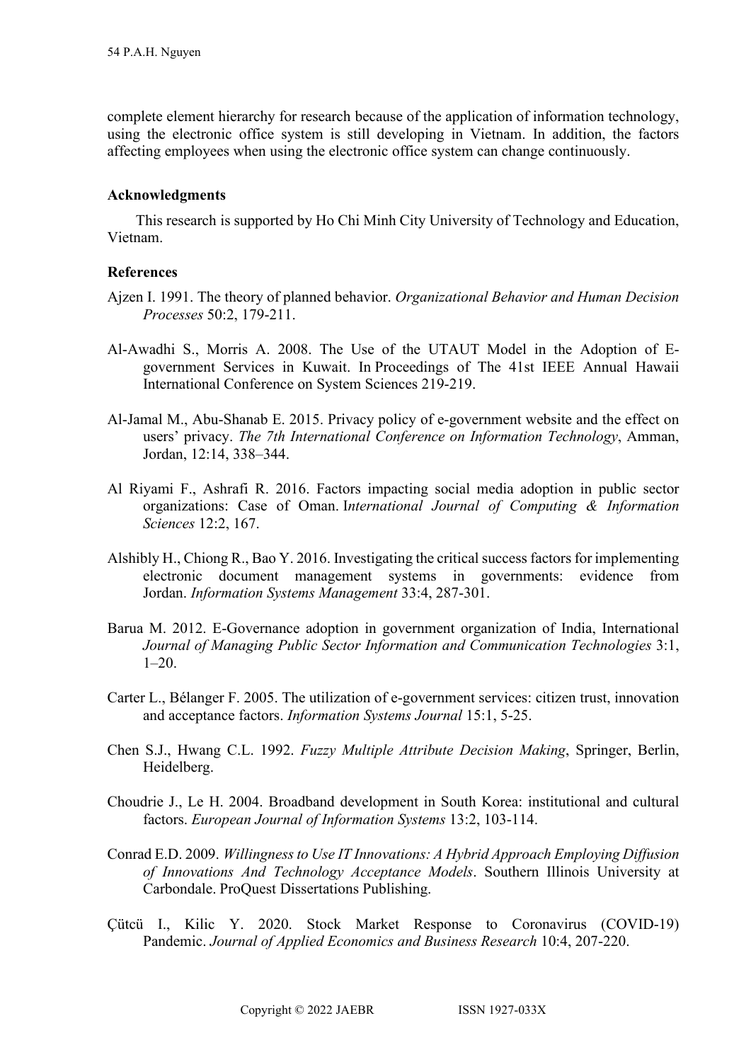complete element hierarchy for research because of the application of information technology, using the electronic office system is still developing in Vietnam. In addition, the factors affecting employees when using the electronic office system can change continuously.

### Acknowledgments

This research is supported by Ho Chi Minh City University of Technology and Education, Vietnam.

### References

Ajzen I. 1991. The theory of planned behavior. *Organizational Behavior and Human Decision Processes* 50:2, 179-211.

Al-Awadhi S., Morris A. 2008. The Use of the UTAUT Model in the Adoption of E-government Services in Kuwait. In Proceedings of The 41st IEEE Annual Hawaii International Conference on System Sciences 219-219.

Al-Jamal M., Abu-Shanab E. 2015. Privacy policy of e-government website and the effect on users' privacy. *The 7th International Conference on Information Technology*, Amman, Jordan, 12:14, 338–344.

Al Riyami F., Ashrafi R. 2016. Factors impacting social media adoption in public sector organizations: Case of Oman. I*nternational Journal of Computing & Information Sciences* 12:2, 167.

Alshibly H., Chiong R., Bao Y. 2016. Investigating the critical success factors for implementing electronic document management systems in governments: evidence from Jordan. *Information Systems Management* 33:4, 287-301.

Barua M. 2012. E-Governance adoption in government organization of India, International *Journal of Managing Public Sector Information and Communication Technologies* 3:1, 1–20.

Carter L., Bélanger F. 2005. The utilization of e-government services: citizen trust, innovation and acceptance factors. *Information Systems Journal* 15:1, 5-25.

Chen S.J., Hwang C.L. 1992. *Fuzzy Multiple Attribute Decision Making*, Springer, Berlin, Heidelberg.

Choudrie J., Le H. 2004. Broadband development in South Korea: institutional and cultural factors. *European Journal of Information Systems* 13:2, 103-114.

Conrad E.D. 2009. *Willingness to Use IT Innovations: A Hybrid Approach Employing Diffusion of Innovations And Technology Acceptance Models*. Southern Illinois University at Carbondale. ProQuest Dissertations Publishing.

Çütcü I., Kilic Y. 2020. Stock Market Response to Coronavirus (COVID-19) Pandemic. *Journal of Applied Economics and Business Research* 10:4, 207-220.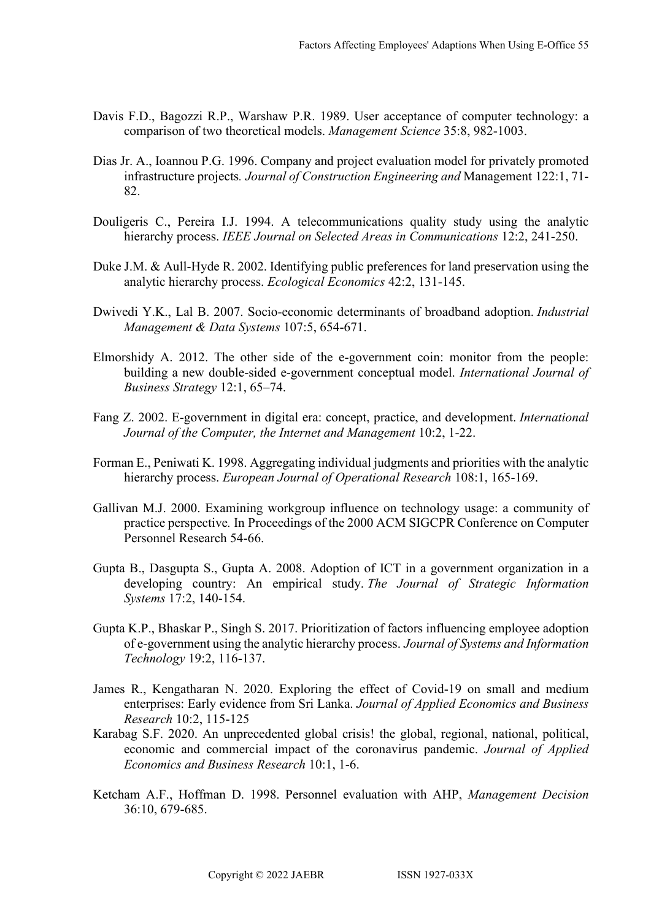Davis F.D., Bagozzi R.P., Warshaw P.R. 1989. User acceptance of computer technology: a comparison of two theoretical models. *Management Science* 35:8, 982-1003.

Dias Jr. A., Ioannou P.G. 1996. Company and project evaluation model for privately promoted infrastructure projects. *Journal of Construction Engineering and* Management 122:1, 71-82.

Douligeris C., Pereira I.J. 1994. A telecommunications quality study using the analytic hierarchy process. *IEEE Journal on Selected Areas in Communications* 12:2, 241-250.

Duke J.M. & Aull-Hyde R. 2002. Identifying public preferences for land preservation using the analytic hierarchy process. *Ecological Economics* 42:2, 131-145.

Dwivedi Y.K., Lal B. 2007. Socio-economic determinants of broadband adoption. *Industrial Management & Data Systems* 107:5, 654-671.

Elmorshidy A. 2012. The other side of the e-government coin: monitor from the people: building a new double-sided e-government conceptual model. *International Journal of Business Strategy* 12:1, 65–74.

Fang Z. 2002. E-government in digital era: concept, practice, and development. *International Journal of the Computer, the Internet and Management* 10:2, 1-22.

Forman E., Peniwati K. 1998. Aggregating individual judgments and priorities with the analytic hierarchy process. *European Journal of Operational Research* 108:1, 165-169.

Gallivan M.J. 2000. Examining workgroup influence on technology usage: a community of practice perspective. In Proceedings of the 2000 ACM SIGCPR Conference on Computer Personnel Research 54-66.

Gupta B., Dasgupta S., Gupta A. 2008. Adoption of ICT in a government organization in a developing country: An empirical study. *The Journal of Strategic Information Systems* 17:2, 140-154.

Gupta K.P., Bhaskar P., Singh S. 2017. Prioritization of factors influencing employee adoption of e-government using the analytic hierarchy process. *Journal of Systems and Information Technology* 19:2, 116-137.

James R., Kengatharan N. 2020. Exploring the effect of Covid-19 on small and medium enterprises: Early evidence from Sri Lanka. *Journal of Applied Economics and Business Research* 10:2, 115-125

Karabag S.F. 2020. An unprecedented global crisis! the global, regional, national, political, economic and commercial impact of the coronavirus pandemic. *Journal of Applied Economics and Business Research* 10:1, 1-6.

Ketcham A.F., Hoffman D. 1998. Personnel evaluation with AHP, *Management Decision* 36:10, 679-685.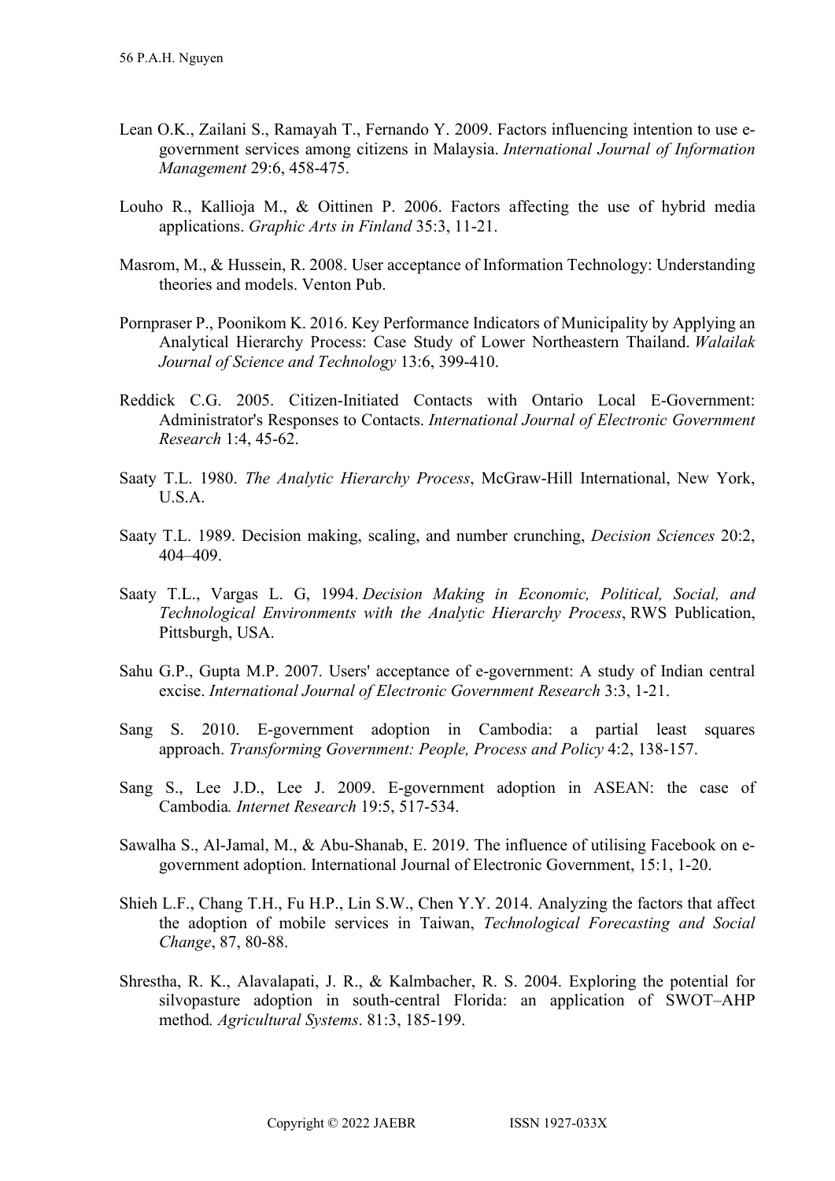Lean O.K., Zailani S., Ramayah T., Fernando Y. 2009. Factors influencing intention to use e-government services among citizens in Malaysia. *International Journal of Information Management* 29:6, 458-475.

Louho R., Kallioja M., & Oittinen P. 2006. Factors affecting the use of hybrid media applications. *Graphic Arts in Finland* 35:3, 11-21.

Masrom, M., & Hussein, R. 2008. User acceptance of Information Technology: Understanding theories and models. Venton Pub.

Pornpraser P., Poonikom K. 2016. Key Performance Indicators of Municipality by Applying an Analytical Hierarchy Process: Case Study of Lower Northeastern Thailand. *Walailak Journal of Science and Technology* 13:6, 399-410.

Reddick C.G. 2005. Citizen-Initiated Contacts with Ontario Local E-Government: Administrator's Responses to Contacts. *International Journal of Electronic Government Research* 1:4, 45-62.

Saaty T.L. 1980. *The Analytic Hierarchy Process*, McGraw-Hill International, New York, U.S.A.

Saaty T.L. 1989. Decision making, scaling, and number crunching, *Decision Sciences* 20:2, 404–409.

Saaty T.L., Vargas L. G, 1994. *Decision Making in Economic, Political, Social, and Technological Environments with the Analytic Hierarchy Process*, RWS Publication, Pittsburgh, USA.

Sahu G.P., Gupta M.P. 2007. Users' acceptance of e-government: A study of Indian central excise. *International Journal of Electronic Government Research* 3:3, 1-21.

Sang S. 2010. E-government adoption in Cambodia: a partial least squares approach. *Transforming Government: People, Process and Policy* 4:2, 138-157.

Sang S., Lee J.D., Lee J. 2009. E-government adoption in ASEAN: the case of Cambodia*. Internet Research* 19:5, 517-534.

Sawalha S., Al-Jamal, M., & Abu-Shanab, E. 2019. The influence of utilising Facebook on e-government adoption. International Journal of Electronic Government, 15:1, 1-20.

Shieh L.F., Chang T.H., Fu H.P., Lin S.W., Chen Y.Y. 2014. Analyzing the factors that affect the adoption of mobile services in Taiwan, *Technological Forecasting and Social Change*, 87, 80-88.

Shrestha, R. K., Alavalapati, J. R., & Kalmbacher, R. S. 2004. Exploring the potential for silvopasture adoption in south-central Florida: an application of SWOT–AHP method*. Agricultural Systems*. 81:3, 185-199.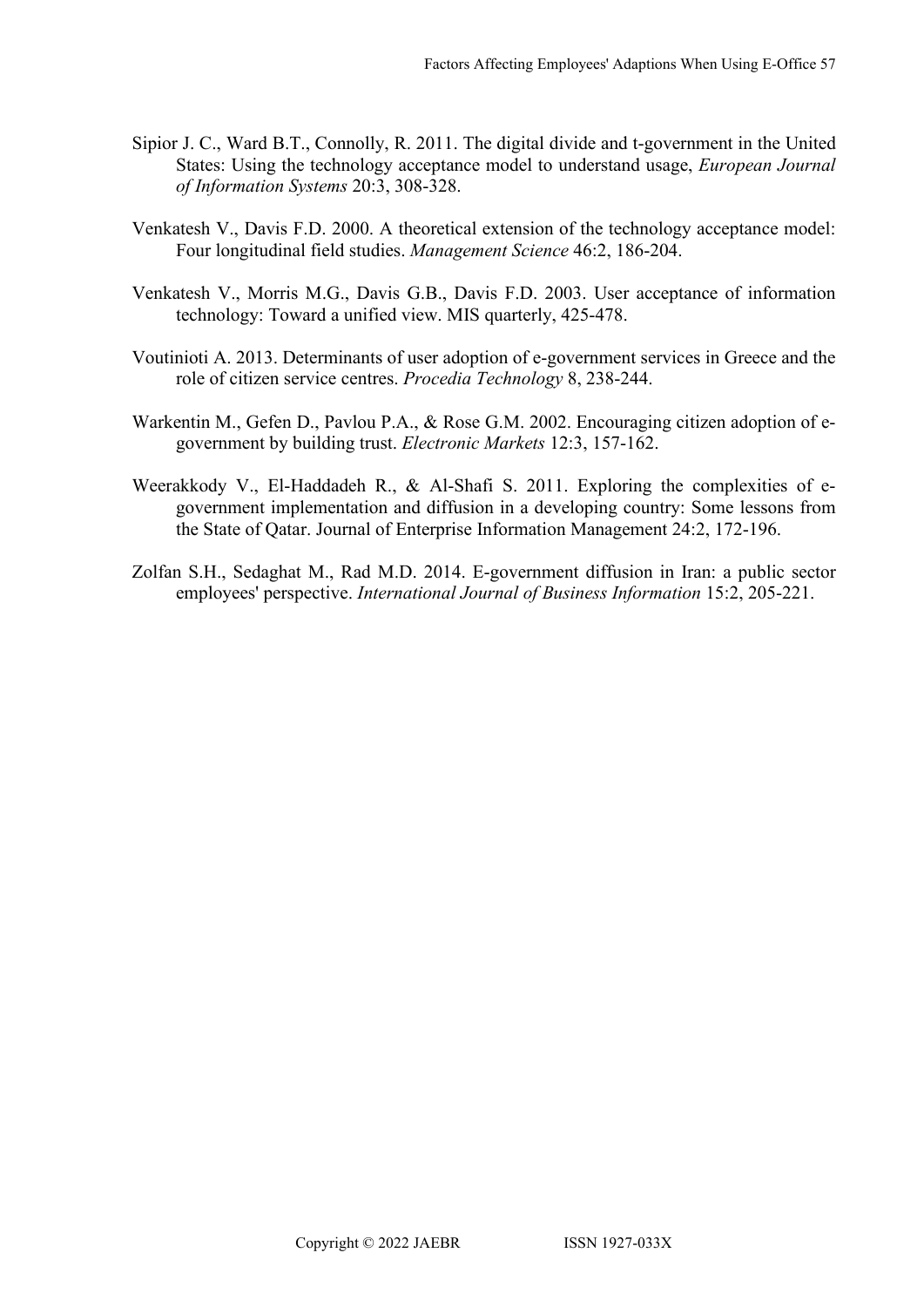Sipior J. C., Ward B.T., Connolly, R. 2011. The digital divide and t-government in the United States: Using the technology acceptance model to understand usage, *European Journal of Information Systems* 20:3, 308-328.

Venkatesh V., Davis F.D. 2000. A theoretical extension of the technology acceptance model: Four longitudinal field studies. *Management Science* 46:2, 186-204.

Venkatesh V., Morris M.G., Davis G.B., Davis F.D. 2003. User acceptance of information technology: Toward a unified view. MIS quarterly, 425-478.

Voutinioti A. 2013. Determinants of user adoption of e-government services in Greece and the role of citizen service centres. *Procedia Technology* 8, 238-244.

Warkentin M., Gefen D., Pavlou P.A., & Rose G.M. 2002. Encouraging citizen adoption of e-government by building trust. *Electronic Markets* 12:3, 157-162.

Weerakkody V., El-Haddadeh R., & Al-Shafi S. 2011. Exploring the complexities of e-government implementation and diffusion in a developing country: Some lessons from the State of Qatar. Journal of Enterprise Information Management 24:2, 172-196.

Zolfan S.H., Sedaghat M., Rad M.D. 2014. E-government diffusion in Iran: a public sector employees' perspective. *International Journal of Business Information* 15:2, 205-221.